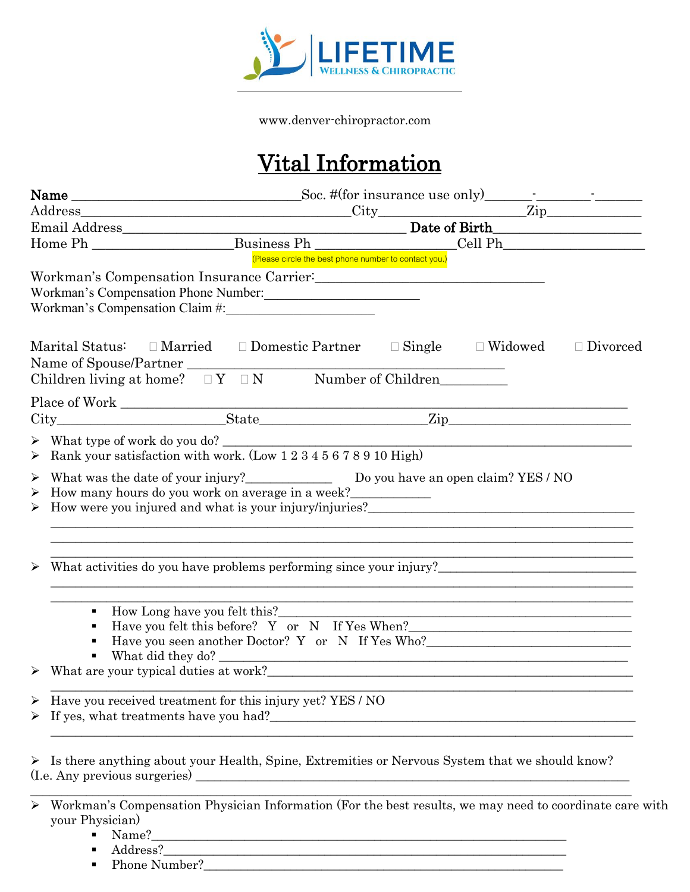LIFETIME
WELLNESS & CHIROPRACTIC

www.denver-chiropractor.com

# Vital Information

**Name** ________________________________Soc. #(for insurance use only)_______-________-_______
Address__________________________________________City____________________Zip_____________
Email Address____________________________________________ **Date of Birth**_____________________
Home Ph ____________________Business Ph ____________________Cell Ph____________________
(Please circle the best phone number to contact you.)

Workman's Compensation Insurance Carrier:_________________________________
Workman's Compensation Phone Number:_______________________
Workman's Compensation Claim #:______________________

Marital Status: ☐ Married ☐ Domestic Partner ☐ Single ☐ Widowed ☐ Divorced
Name of Spouse/Partner ______________________________________________
Children living at home? ☐ Y ☐ N Number of Children__________

Place of Work ____________________________________________________________________________
City________________________State________________________Zip__________________________

- What type of work do you do? ____________________________________________________________________
- Rank your satisfaction with work. (Low 1 2 3 4 5 6 7 8 9 10 High)
- What was the date of your injury?_____________ Do you have an open claim? YES / NO
- How many hours do you work on average in a week?____________
- How were you injured and what is your injury/injuries?_________________________________________
  ____________________________________________________________________________________
  ____________________________________________________________________________________
  ____________________________________________________________________________________
- What activities do you have problems performing since your injury?______________________________
  ____________________________________________________________________________________
  ____________________________________________________________________________________
    - How Long have you felt this?___________________________________________________________
    - Have you felt this before? Y or N If Yes When?__________________________________
    - Have you seen another Doctor? Y or N If Yes Who?_______________________________
    - What did they do? _______________________________________________________________
- What are your typical duties at work?________________________________________________________
  ____________________________________________________________________________________
- Have you received treatment for this injury yet? YES / NO
- If yes, what treatments have you had?_______________________________________________________
  ____________________________________________________________________________________
- Is there anything about your Health, Spine, Extremities or Nervous System that we should know?

(I.e. Any previous surgeries) ________________________________________________________________
____________________________________________________________________________________

- Workman's Compensation Physician Information (For the best results, we may need to coordinate care with your Physician)
    - Name?__________________________________________________________
    - Address?________________________________________________________
    - Phone Number?___________________________________________________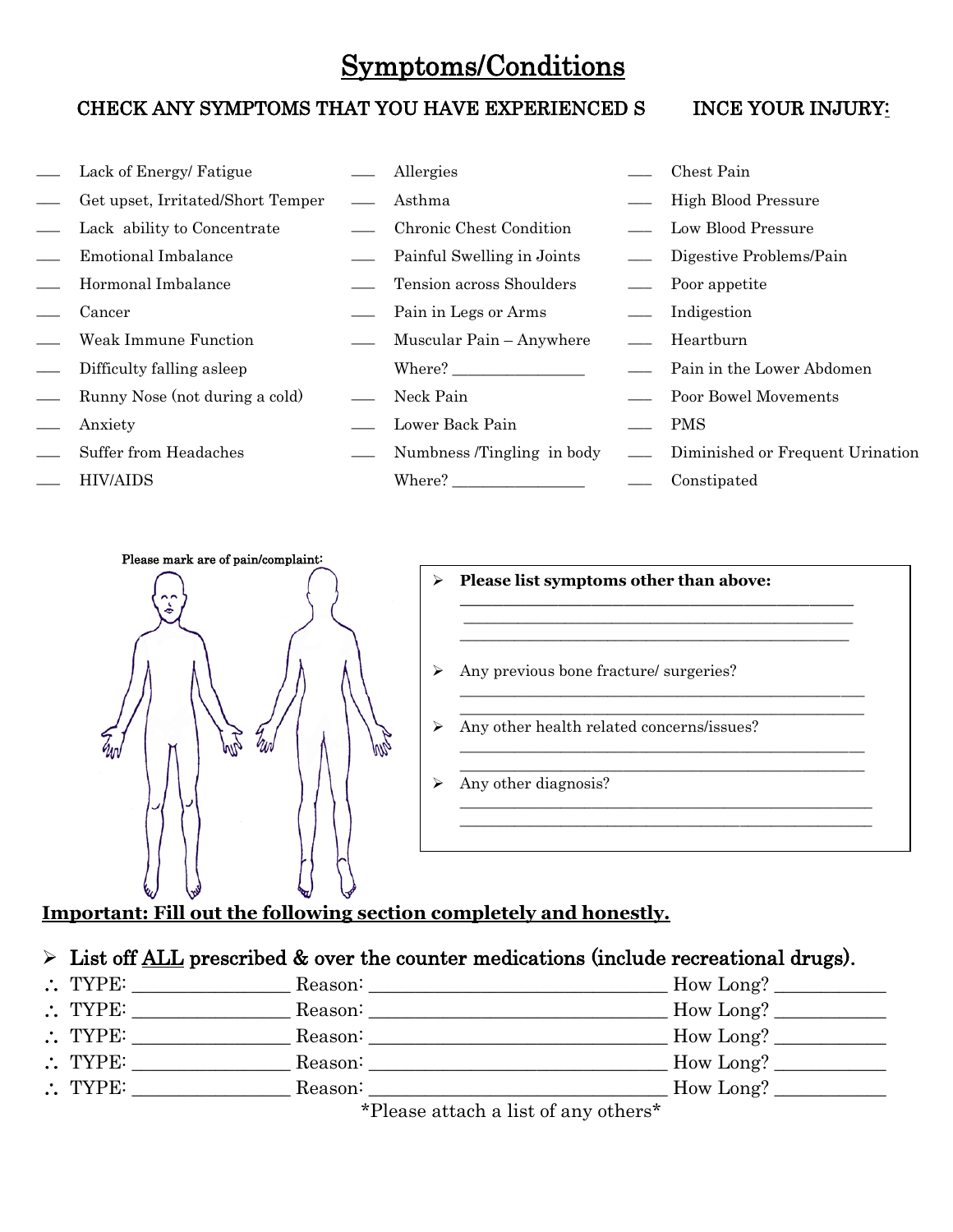# Symptoms/Conditions

## CHECK ANY SYMPTOMS THAT YOU HAVE EXPERIENCED SINCE YOUR INJURY:

- ___ Lack of Energy/ Fatigue
- ___ Get upset, Irritated/Short Temper
- ___ Lack ability to Concentrate
- ___ Emotional Imbalance
- ___ Hormonal Imbalance
- ___ Cancer
- ___ Weak Immune Function
- ___ Difficulty falling asleep
- ___ Runny Nose (not during a cold)
- ___ Anxiety
- ___ Suffer from Headaches
- ___ HIV/AIDS
- ___ Allergies
- ___ Asthma
- ___ Chronic Chest Condition
- ___ Painful Swelling in Joints
- ___ Tension across Shoulders
- ___ Pain in Legs or Arms
- ___ Muscular Pain – Anywhere
  Where? ________________
- ___ Neck Pain
- ___ Lower Back Pain
- ___ Numbness /Tingling in body
  Where? ________________
- ___ Chest Pain
- ___ High Blood Pressure
- ___ Low Blood Pressure
- ___ Digestive Problems/Pain
- ___ Poor appetite
- ___ Indigestion
- ___ Heartburn
- ___ Pain in the Lower Abdomen
- ___ Poor Bowel Movements
- ___ PMS
- ___ Diminished or Frequent Urination
- ___ Constipated

**Please mark are of pain/complaint:**

- **Please list symptoms other than above:** ________________________________________________
________________________________________________
________________________________________________
- Any previous bone fracture/ surgeries?
________________________________________________
________________________________________________
- Any other health related concerns/issues?
________________________________________________
________________________________________________
- Any other diagnosis?
________________________________________________
________________________________________________

**Important: Fill out the following section completely and honestly.**

- List off ALL prescribed & over the counter medications (include recreational drugs).

∴ TYPE: ________________ Reason: ________________________________ How Long? ___________
∴ TYPE: ________________ Reason: ________________________________ How Long? ___________
∴ TYPE: ________________ Reason: ________________________________ How Long? ___________
∴ TYPE: ________________ Reason: ________________________________ How Long? ___________
∴ TYPE: ________________ Reason: ________________________________ How Long? ___________

*Please attach a list of any others*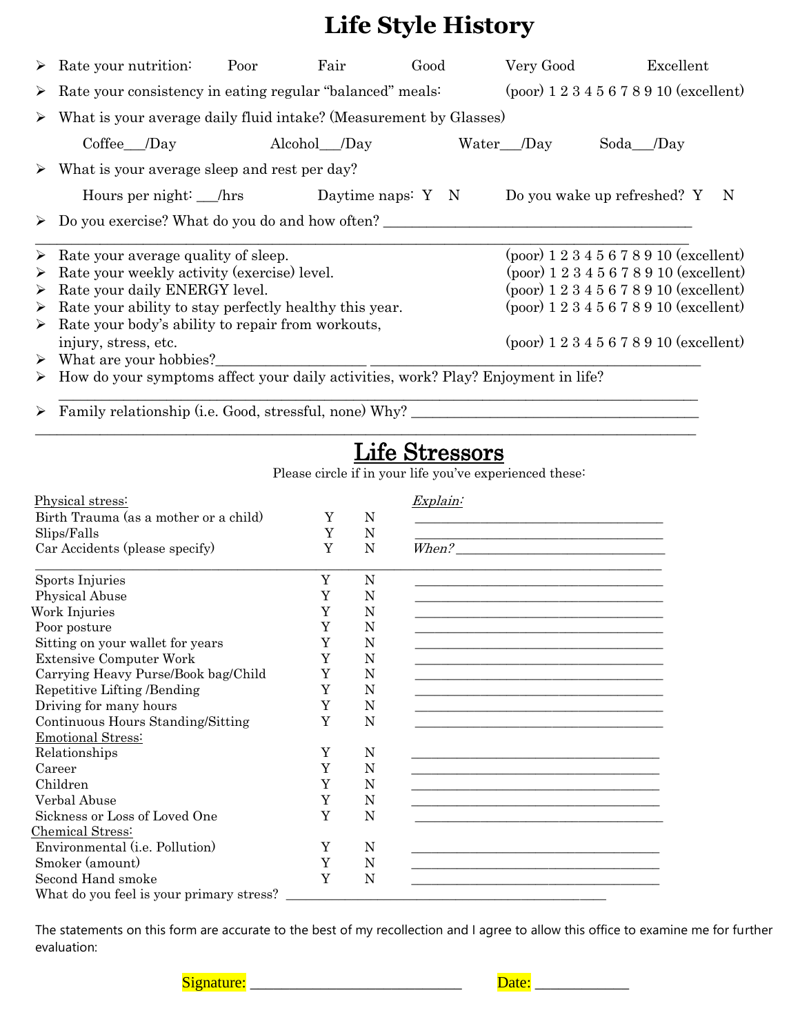# Life Style History

- Rate your nutrition: Poor Fair Good Very Good Excellent
- Rate your consistency in eating regular "balanced" meals: (poor) 1 2 3 4 5 6 7 8 9 10 (excellent)
- What is your average daily fluid intake? (Measurement by Glasses)

  Coffee___/Day Alcohol___/Day Water___/Day Soda___/Day

- What is your average sleep and rest per day?

  Hours per night: ___/hrs Daytime naps: Y N Do you wake up refreshed? Y N

- Do you exercise? What do you do and how often? ________________________________________

________________________________________________________________________________

- Rate your average quality of sleep. (poor) 1 2 3 4 5 6 7 8 9 10 (excellent)
- Rate your weekly activity (exercise) level. (poor) 1 2 3 4 5 6 7 8 9 10 (excellent)
- Rate your daily ENERGY level. (poor) 1 2 3 4 5 6 7 8 9 10 (excellent)
- Rate your ability to stay perfectly healthy this year. (poor) 1 2 3 4 5 6 7 8 9 10 (excellent)
- Rate your body's ability to repair from workouts, injury, stress, etc. (poor) 1 2 3 4 5 6 7 8 9 10 (excellent)
- What are your hobbies?___________________ ___________________________________________
- How do your symptoms affect your daily activities, work? Play? Enjoyment in life?

  ________________________________________________________________________________

- Family relationship (i.e. Good, stressful, none) Why? _____________________________________

________________________________________________________________________________

## Life Stressors

Please circle if in your life you've experienced these:

| Physical stress: | | | *Explain:* |
|---|---|---|---|
| Birth Trauma (as a mother or a child) | Y | N | ___________________________________ |
| Slips/Falls | Y | N | ___________________________________ |
| Car Accidents (please specify) | Y | N | *When?* ______________________________ |
| ___________________________________ | | | ___________________________________ |
| Sports Injuries | Y | N | ___________________________________ |
| Physical Abuse | Y | N | ___________________________________ |
| Work Injuries | Y | N | ___________________________________ |
| Poor posture | Y | N | ___________________________________ |
| Sitting on your wallet for years | Y | N | ___________________________________ |
| Extensive Computer Work | Y | N | ___________________________________ |
| Carrying Heavy Purse/Book bag/Child | Y | N | ___________________________________ |
| Repetitive Lifting /Bending | Y | N | ___________________________________ |
| Driving for many hours | Y | N | ___________________________________ |
| Continuous Hours Standing/Sitting | Y | N | ___________________________________ |
| Emotional Stress: | | | |
| Relationships | Y | N | ___________________________________ |
| Career | Y | N | ___________________________________ |
| Children | Y | N | ___________________________________ |
| Verbal Abuse | Y | N | ___________________________________ |
| Sickness or Loss of Loved One | Y | N | ___________________________________ |
| Chemical Stress: | | | |
| Environmental (i.e. Pollution) | Y | N | ___________________________________ |
| Smoker (amount) | Y | N | ___________________________________ |
| Second Hand smoke | Y | N | ___________________________________ |

What do you feel is your primary stress? ___________________________________________

The statements on this form are accurate to the best of my recollection and I agree to allow this office to examine me for further evaluation:

Signature: ____________________________ Date: ____________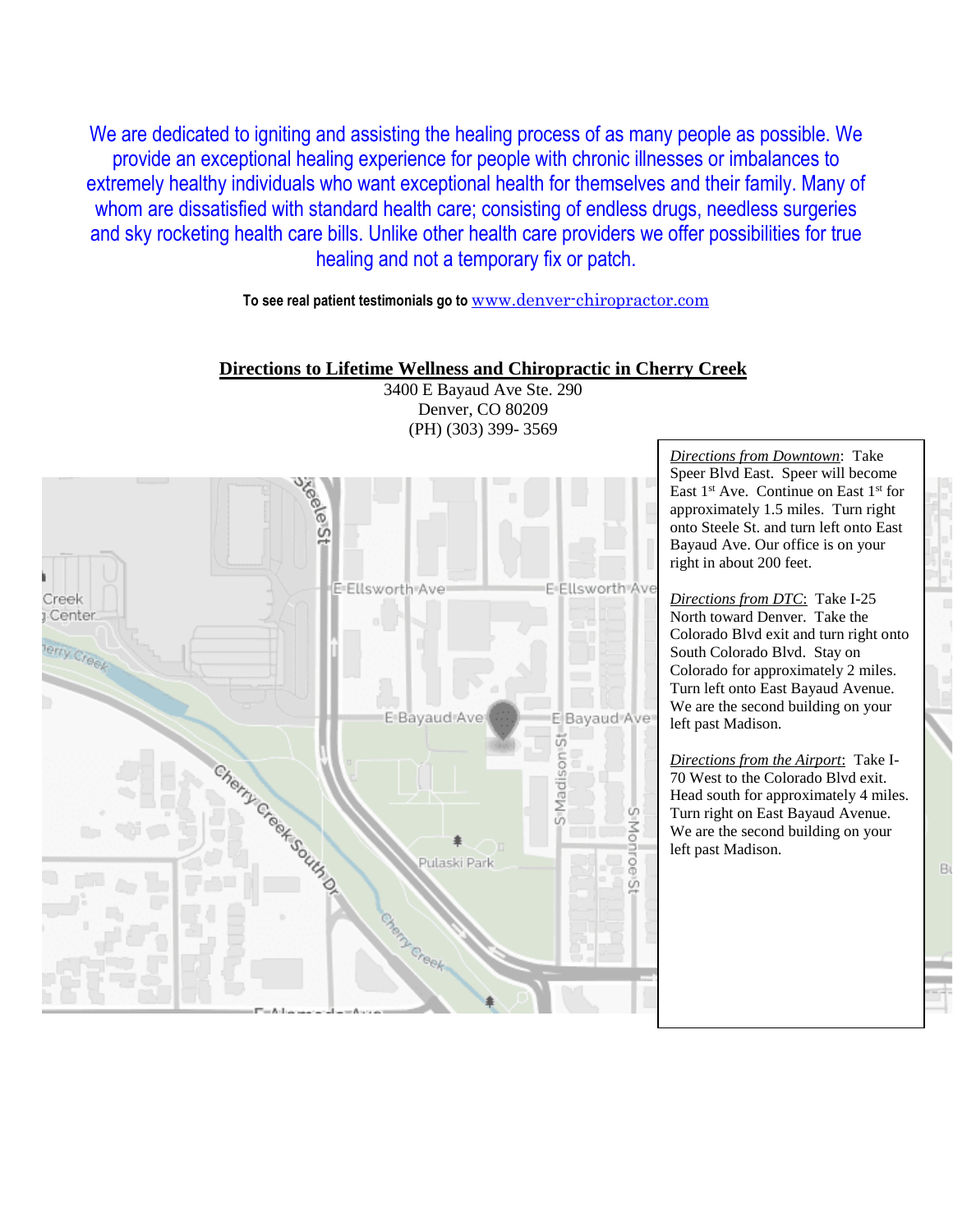We are dedicated to igniting and assisting the healing process of as many people as possible. We provide an exceptional healing experience for people with chronic illnesses or imbalances to extremely healthy individuals who want exceptional health for themselves and their family. Many of whom are dissatisfied with standard health care; consisting of endless drugs, needless surgeries and sky rocketing health care bills. Unlike other health care providers we offer possibilities for true healing and not a temporary fix or patch.

**To see real patient testimonials go to** www.denver-chiropractor.com

## Directions to Lifetime Wellness and Chiropractic in Cherry Creek

3400 E Bayaud Ave Ste. 290
Denver, CO 80209
(PH) (303) 399- 3569

*Directions from Downtown*: Take Speer Blvd East. Speer will become East 1st Ave. Continue on East 1st for approximately 1.5 miles. Turn right onto Steele St. and turn left onto East Bayaud Ave. Our office is on your right in about 200 feet.

*Directions from DTC*: Take I-25 North toward Denver. Take the Colorado Blvd exit and turn right onto South Colorado Blvd. Stay on Colorado for approximately 2 miles. Turn left onto East Bayaud Avenue. We are the second building on your left past Madison.

*Directions from the Airport*: Take I-70 West to the Colorado Blvd exit. Head south for approximately 4 miles. Turn right on East Bayaud Avenue. We are the second building on your left past Madison.